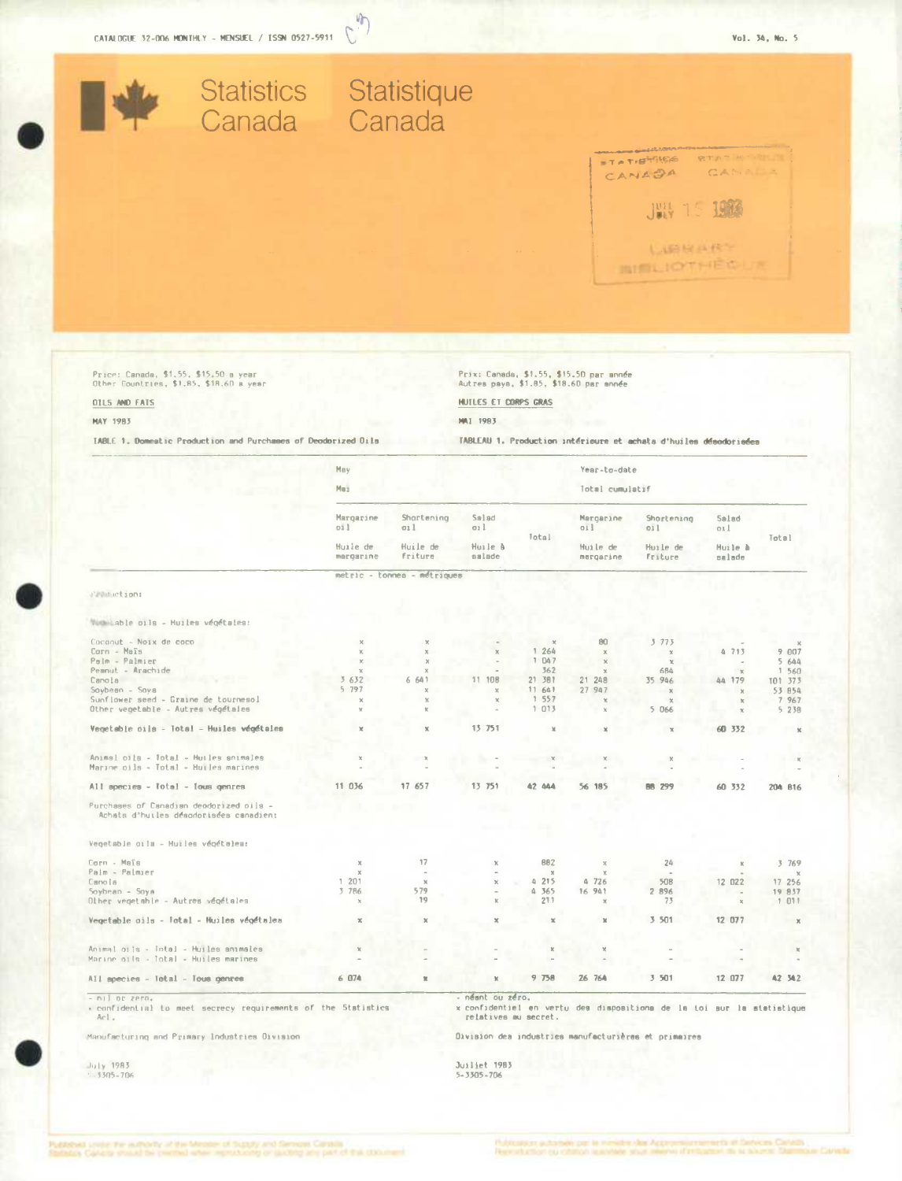CATALOGUE 32-006 MONTHLY - MENSUEL / ISSN 0527-5911

Vol. 34, No. 5

# Statistics Canada / Statistique Canada

Price: Canada, $1.55, $15.50 a year
Other Countries, $1.85, $18.60 a year

Prix: Canada, $1.55, $15.50 par année
Autres pays, $1.85, $18.60 par année

## OILS AND FATS / HUILES ET CORPS GRAS

MAY 1983 / MAI 1983

TABLE 1. Domestic Production and Purchases of Deodorized Oils

TABLEAU 1. Production intérieure et achats d'huiles désodorisées

| | May / Mai | | | | Year-to-date / Total cumulatif | | | |
|---|---|---|---|---|---|---|---|---|
| | Margarine oil / Huile de margarine | Shortening oil / Huile de friture | Salad oil / Huile à salade | Total | Margarine oil / Huile de margarine | Shortening oil / Huile de friture | Salad oil / Huile à salade | Total |
| | metric - tonnes - métriques | | | | | | | |
| **Production:** | | | | | | | | |
| Vegetable oils - Huiles végétales: | | | | | | | | |
| Coconut - Noix de coco | x | x | - | x | 80 | 3 773 | - | x |
| Corn - Maïs | x | x | x | 1 264 | x | x | 4 713 | 9 007 |
| Palm - Palmier | x | x | - | 1 047 | x | x | - | 5 644 |
| Peanut - Arachide | x | x | - | 362 | x | 684 | x | 1 560 |
| Canola | 3 632 | 6 641 | 11 108 | 21 381 | 21 248 | 35 946 | 44 179 | 101 373 |
| Soybean - Soya | 5 797 | x | x | 11 641 | 27 947 | x | x | 53 854 |
| Sunflower seed - Graine de tournesol | x | x | x | 1 557 | x | x | x | 7 967 |
| Other vegetable - Autres végétales | x | x | - | 1 013 | x | 5 066 | x | 5 238 |
| **Vegetable oils - Total - Huiles végétales** | x | x | 13 751 | x | x | x | 60 332 | x |
| Animal oils - Total - Huiles animales | x | x | - | x | x | x | - | x |
| Marine oils - Total - Huiles marines | - | - | - | - | - | - | - | - |
| **All species - Total - Tous genres** | 11 036 | 17 657 | 13 751 | 42 444 | 56 185 | 88 299 | 60 332 | 204 816 |
| Purchases of Canadian deodorized oils - Achats d'huiles désodorisées canadien: | | | | | | | | |
| Vegetable oils - Huiles végétales: | | | | | | | | |
| Corn - Maïs | x | 17 | x | 882 | x | 24 | x | 3 769 |
| Palm - Palmier | x | - | - | x | x | - | - | x |
| Canola | 1 201 | x | x | 4 215 | 4 726 | 508 | 12 022 | 17 256 |
| Soybean - Soya | 3 786 | 579 | - | 4 365 | 16 941 | 2 896 | - | 19 837 |
| Other vegetable - Autres végétales | x | 19 | x | 211 | x | 73 | x | 1 011 |
| **Vegetable oils - Total - Huiles végétales** | x | x | x | x | x | 3 501 | 12 077 | x |
| Animal oils - Total - Huiles animales | x | - | - | x | x | - | - | x |
| Marine oils - Total - Huiles marines | - | - | - | - | - | - | - | - |
| **All species - Total - Tous genres** | 6 074 | x | x | 9 758 | 26 764 | 3 501 | 12 077 | 42 342 |

- nil or zero.
x confidential to meet secrecy requirements of the Statistics Act.

- néant ou zéro.
x confidentiel en vertu des dispositions de la loi sur la statistique relatives au secret.

Manufacturing and Primary Industries Division

Division des industries manufacturières et primaires

July 1983
5-3305-706

Juillet 1983
5-3305-706

Published under the authority of the Minister of Supply and Services Canada. Statistics Canada should be credited when reproducing or quoting any part of this document.

Publication autorisée par le ministre des Approvisionnements et Services Canada. Reproduction ou citation autorisée sous réserve d'indication de la source: Statistique Canada.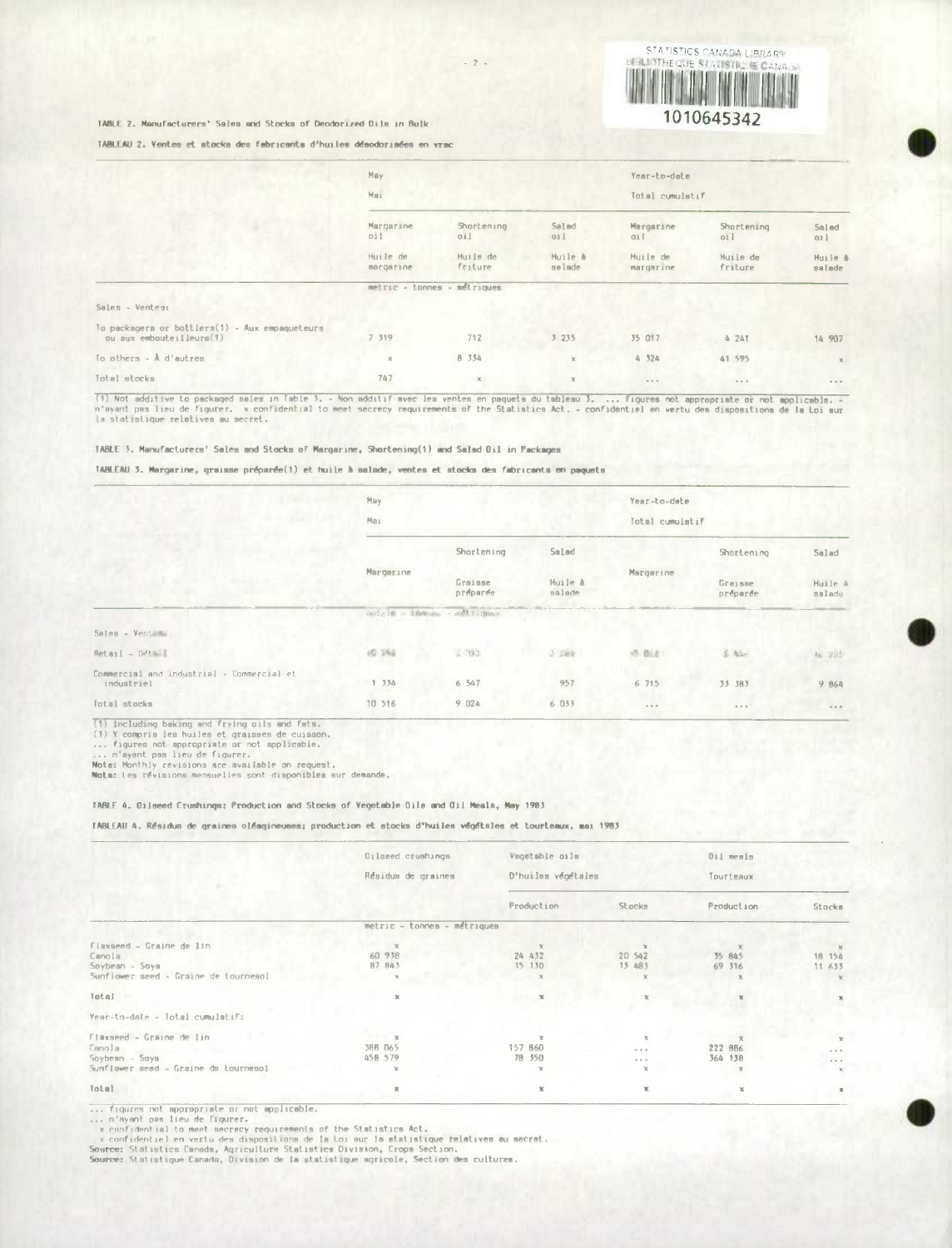TABLE 2. Manufacturers' Sales and Stocks of Deodorized Oils in Bulk

TABLEAU 2. Ventes et stocks des fabricants d'huiles désodorisées en vrac

| | May | | | Year-to-date | | |
|---|---|---|---|---|---|---|
| | Mai | | | Total cumulatif | | |
| | Margarine oil | Shortening oil | Salad oil | Margarine oil | Shortening oil | Salad oil |
| | Huile de margarine | Huile de friture | Huile à salade | Huile de margarine | Huile de friture | Huile à salade |
| | metric - tonnes - métriques | | | | | |
| Sales - Ventes: | | | | | | |
| To packagers or bottlers(1) - Aux empaqueteurs ou aux embouteilleurs(1) | 7 319 | 712 | 3 235 | 35 017 | 4 241 | 14 907 |
| To others - À d'autres | x | 8 334 | x | 4 324 | 41 595 | x |
| Total stocks | 747 | x | x | ... | ... | ... |

(1) Not additive to packaged sales in Table 3. - Non additif avec les ventes en paquets du tableau 3. ... figures not appropriate or not applicable. - n'ayant pas lieu de figurer. x confidential to meet secrecy requirements of the Statistics Act. - confidentiel en vertu des dispositions de la Loi sur la statistique relatives au secret.

TABLE 3. Manufacturers' Sales and Stocks of Margarine, Shortening(1) and Salad Oil in Packages

TABLEAU 3. Margarine, graisse préparée(1) et huile à salade, ventes et stocks des fabricants en paquets

| | May | | | Year-to-date | | |
|---|---|---|---|---|---|---|
| | Mai | | | Total cumulatif | | |
| | Margarine | Shortening | Salad | Margarine | Shortening | Salad |
| | | Graisse préparée | Huile à salade | | Graisse préparée | Huile à salade |
| | metric - tonnes - métriques | | | | | |
| Sales - Ventes: | | | | | | |
| Retail - Détail | 10 398 | 1 793 | 3 389 | 45 0?? | 8 ??? | 16 ??? |
| Commercial and industrial - Commercial et industriel | 1 334 | 6 547 | 957 | 6 715 | 33 383 | 9 864 |
| Total stocks | 10 516 | 9 024 | 6 033 | ... | ... | ... |

(1) Including baking and frying oils and fats.
(1) Y compris les huiles et graisses de cuisson.
... figures not appropriate or not applicable.
... n'ayant pas lieu de figurer.
**Note:** Monthly revisions are available on request.
**Nota:** Les révisions mensuelles sont disponibles sur demande.

TABLE 4. Oilseed Crushings: Production and Stocks of Vegetable Oils and Oil Meals, May 1983

TABLEAU 4. Résidus de graines oléagineuses; production et stocks d'huiles végétales et tourteaux, mai 1983

| | Oilseed crushings | Vegetable oils | | Oil meals | |
|---|---|---|---|---|---|
| | Résidus de graines | D'huiles végétales | | Tourteaux | |
| | | Production | Stocks | Production | Stocks |
| | metric - tonnes - métriques | | | | |
| Flaxseed - Graine de lin | x | x | x | x | x |
| Canola | 60 938 | 24 432 | 20 542 | 35 845 | 18 154 |
| Soybean - Soya | 87 843 | 15 130 | 13 483 | 69 316 | 11 633 |
| Sunflower seed - Graine de tournesol | x | x | x | x | x |
| Total | x | x | x | x | x |
| Year-to-date - Total cumulatif: | | | | | |
| Flaxseed - Graine de lin | x | x | x | x | x |
| Canola | 388 065 | 157 860 | ... | 222 886 | ... |
| Soybean - Soya | 458 579 | 78 350 | ... | 364 138 | ... |
| Sunflower seed - Graine de tournesol | x | x | x | x | x |
| Total | x | x | x | x | x |

... figures not appropriate or not applicable.
... n'ayant pas lieu de figurer.
x confidential to meet secrecy requirements of the Statistics Act.
x confidentiel en vertu des dispositions de la Loi sur la statistique relatives au secret.
**Source:** Statistics Canada, Agriculture Statistics Division, Crops Section.
**Source:** Statistique Canada, Division de la statistique agricole, Section des cultures.